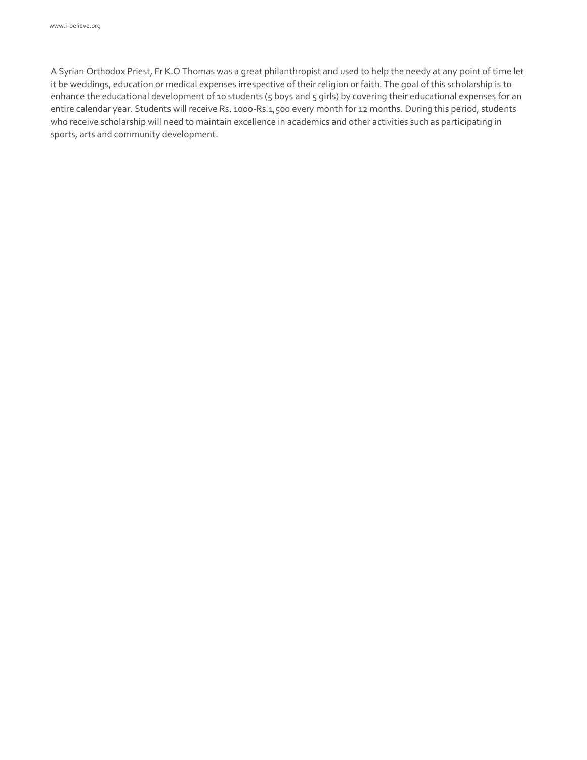A Syrian Orthodox Priest, Fr K.O Thomas was a great philanthropist and used to help the needy at any point of time let it be weddings, education or medical expenses irrespective of their religion or faith. The goal of this scholarship is to enhance the educational development of 10 students (5 boys and 5 girls) by covering their educational expenses for an entire calendar year. Students will receive Rs. 1000-Rs.1,500 every month for 12 months. During this period, students who receive scholarship will need to maintain excellence in academics and other activities such as participating in sports, arts and community development.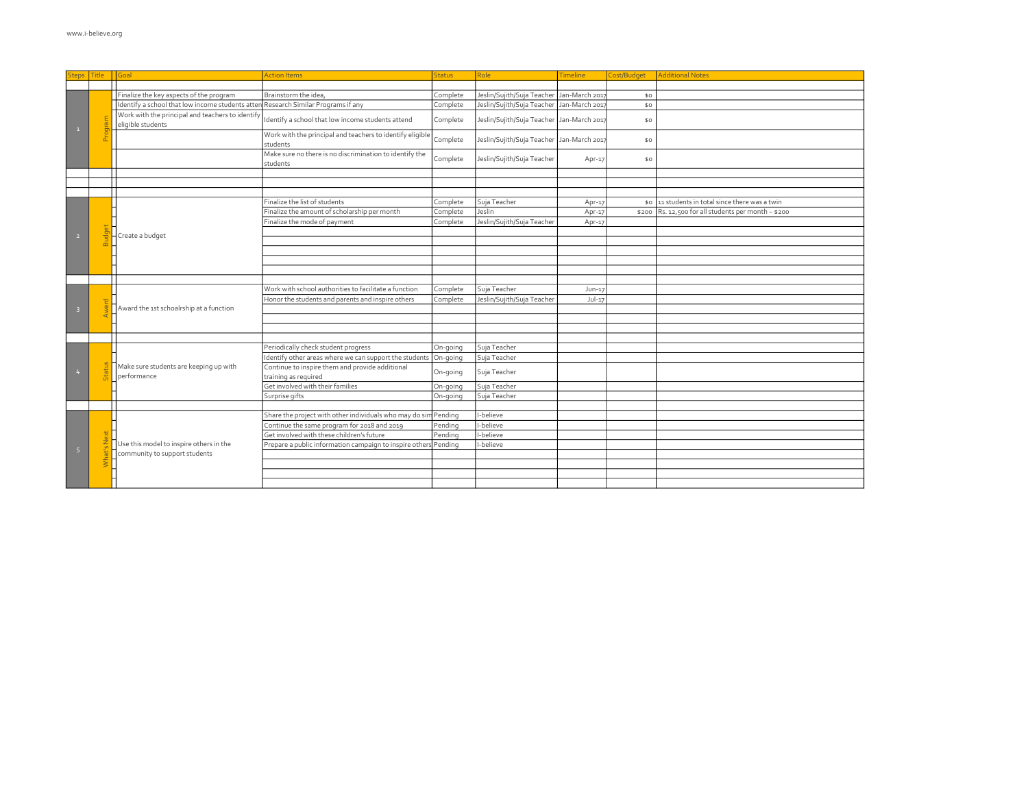| Steps | Title | Goal | Action Items | Status | Role | Timeline | Cost/Budget | Additional Notes |
|---|---|---|---|---|---|---|---|---|
| 1 | Program | Finalize the key aspects of the program | Brainstorm the idea, | Complete | Jeslin/Sujith/Suja Teacher | Jan-March 2017 | $0 | |
| | | Identify a school that low income students atten | Research Similar Programs if any | Complete | Jeslin/Sujith/Suja Teacher | Jan-March 2017 | $0 | |
| | | Work with the principal and teachers to identify eligible students | Identify a school that low income students attend | Complete | Jeslin/Sujith/Suja Teacher | Jan-March 2017 | $0 | |
| | | | Work with the principal and teachers to identify eligible students | Complete | Jeslin/Sujith/Suja Teacher | Jan-March 2017 | $0 | |
| | | | Make sure no there is no discrimination to identify the students | Complete | Jeslin/Sujith/Suja Teacher | Apr-17 | $0 | |
| 2 | Budget | Create a budget | Finalize the list of students | Complete | Suja Teacher | Apr-17 | $0 | 11 students in total since there was a twin |
| | | | Finalize the amount of scholarship per month | Complete | Jeslin | Apr-17 | $200 | Rs. 12,500 for all students per month ~ $200 |
| | | | Finalize the mode of payment | Complete | Jeslin/Sujith/Suja Teacher | Apr-17 | | |
| 3 | Award | Award the 1st schoalrship at a function | Work with school authorities to facilitate a function | Complete | Suja Teacher | Jun-17 | | |
| | | | Honor the students and parents and inspire others | Complete | Jeslin/Sujith/Suja Teacher | Jul-17 | | |
| 4 | Status | Make sure students are keeping up with performance | Periodically check student progress | On-going | Suja Teacher | | | |
| | | | Identify other areas where we can support the students | On-going | Suja Teacher | | | |
| | | | Continue to inspire them and provide additional training as required | On-going | Suja Teacher | | | |
| | | | Get involved with their families | On-going | Suja Teacher | | | |
| | | | Surprise gifts | On-going | Suja Teacher | | | |
| 5 | What's Next | Use this model to inspire others in the community to support students | Share the project with other individuals who may do sim | Pending | I-believe | | | |
| | | | Continue the same program for 2018 and 2019 | Pending | I-believe | | | |
| | | | Get involved with these children's future | Pending | I-believe | | | |
| | | | Prepare a public information campaign to inspire others | Pending | I-believe | | | |